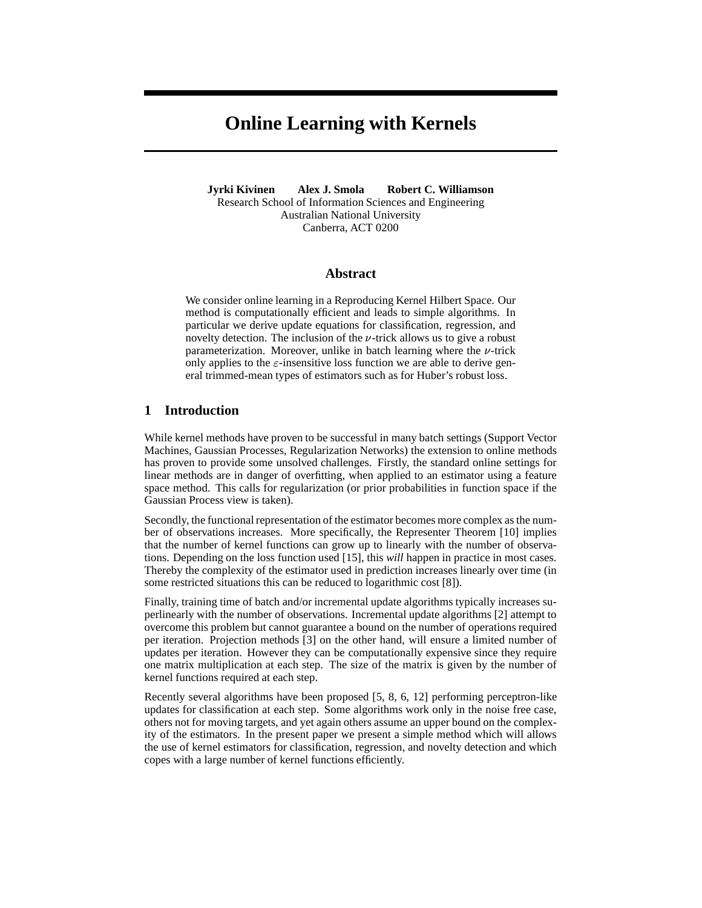# Online Learning with Kernels

**Jyrki Kivinen    Alex J. Smola    Robert C. Williamson**
Research School of Information Sciences and Engineering
Australian National University
Canberra, ACT 0200

## Abstract

We consider online learning in a Reproducing Kernel Hilbert Space. Our method is computationally efficient and leads to simple algorithms. In particular we derive update equations for classification, regression, and novelty detection. The inclusion of the $\nu$-trick allows us to give a robust parameterization. Moreover, unlike in batch learning where the $\nu$-trick only applies to the $\varepsilon$-insensitive loss function we are able to derive general trimmed-mean types of estimators such as for Huber's robust loss.

## 1 Introduction

While kernel methods have proven to be successful in many batch settings (Support Vector Machines, Gaussian Processes, Regularization Networks) the extension to online methods has proven to provide some unsolved challenges. Firstly, the standard online settings for linear methods are in danger of overfitting, when applied to an estimator using a feature space method. This calls for regularization (or prior probabilities in function space if the Gaussian Process view is taken).

Secondly, the functional representation of the estimator becomes more complex as the number of observations increases. More specifically, the Representer Theorem [10] implies that the number of kernel functions can grow up to linearly with the number of observations. Depending on the loss function used [15], this *will* happen in practice in most cases. Thereby the complexity of the estimator used in prediction increases linearly over time (in some restricted situations this can be reduced to logarithmic cost [8]).

Finally, training time of batch and/or incremental update algorithms typically increases superlinearly with the number of observations. Incremental update algorithms [2] attempt to overcome this problem but cannot guarantee a bound on the number of operations required per iteration. Projection methods [3] on the other hand, will ensure a limited number of updates per iteration. However they can be computationally expensive since they require one matrix multiplication at each step. The size of the matrix is given by the number of kernel functions required at each step.

Recently several algorithms have been proposed [5, 8, 6, 12] performing perceptron-like updates for classification at each step. Some algorithms work only in the noise free case, others not for moving targets, and yet again others assume an upper bound on the complexity of the estimators. In the present paper we present a simple method which will allows the use of kernel estimators for classification, regression, and novelty detection and which copes with a large number of kernel functions efficiently.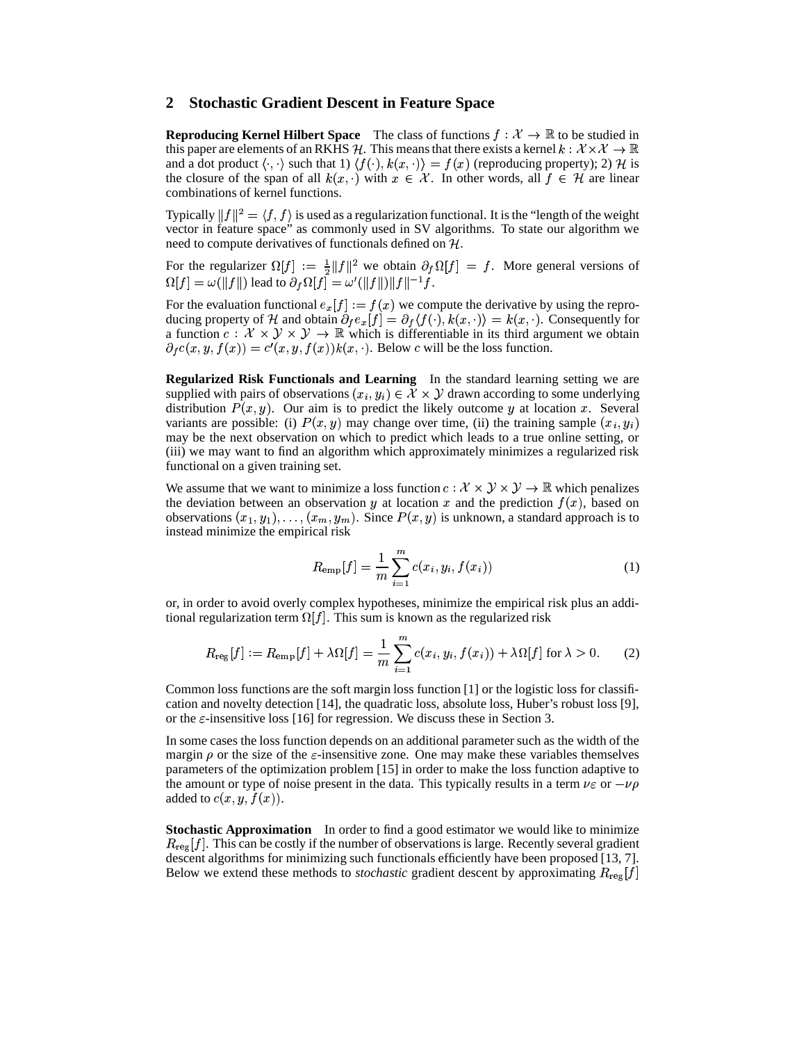## 2 Stochastic Gradient Descent in Feature Space

**Reproducing Kernel Hilbert Space** The class of functions $f : \mathcal{X} \to \mathbb{R}$ to be studied in this paper are elements of an RKHS $\mathcal{H}$. This means that there exists a kernel $k : \mathcal{X} \times \mathcal{X} \to \mathbb{R}$ and a dot product $\langle \cdot, \cdot \rangle$ such that 1) $\langle f(\cdot), k(x, \cdot) \rangle = f(x)$ (reproducing property); 2) $\mathcal{H}$ is the closure of the span of all $k(x, \cdot)$ with $x \in \mathcal{X}$. In other words, all $f \in \mathcal{H}$ are linear combinations of kernel functions.

Typically $\|f\|^2 = \langle f, f \rangle$ is used as a regularization functional. It is the "length of the weight vector in feature space" as commonly used in SV algorithms. To state our algorithm we need to compute derivatives of functionals defined on $\mathcal{H}$.

For the regularizer $\Omega[f] := \frac{1}{2}\|f\|^2$ we obtain $\partial_f \Omega[f] = f$. More general versions of $\Omega[f] = \omega(\|f\|)$ lead to $\partial_f \Omega[f] = \omega'(\|f\|)\|f\|^{-1} f$.

For the evaluation functional $e_x[f] := f(x)$ we compute the derivative by using the reproducing property of $\mathcal{H}$ and obtain $\partial_f e_x[f] = \partial_f \langle f(\cdot), k(x, \cdot) \rangle = k(x, \cdot)$. Consequently for a function $c : \mathcal{X} \times \mathcal{Y} \times \mathcal{Y} \to \mathbb{R}$ which is differentiable in its third argument we obtain $\partial_f c(x, y, f(x)) = c'(x, y, f(x)) k(x, \cdot)$. Below $c$ will be the loss function.

**Regularized Risk Functionals and Learning** In the standard learning setting we are supplied with pairs of observations $(x_i, y_i) \in \mathcal{X} \times \mathcal{Y}$ drawn according to some underlying distribution $P(x, y)$. Our aim is to predict the likely outcome $y$ at location $x$. Several variants are possible: (i) $P(x, y)$ may change over time, (ii) the training sample $(x_i, y_i)$ may be the next observation on which to predict which leads to a true online setting, or (iii) we may want to find an algorithm which approximately minimizes a regularized risk functional on a given training set.

We assume that we want to minimize a loss function $c : \mathcal{X} \times \mathcal{Y} \times \mathcal{Y} \to \mathbb{R}$ which penalizes the deviation between an observation $y$ at location $x$ and the prediction $f(x)$, based on observations $(x_1, y_1), \ldots, (x_m, y_m)$. Since $P(x, y)$ is unknown, a standard approach is to instead minimize the empirical risk

$$R_{\text{emp}}[f] = \frac{1}{m} \sum_{i=1}^{m} c(x_i, y_i, f(x_i)) \tag{1}$$

or, in order to avoid overly complex hypotheses, minimize the empirical risk plus an additional regularization term $\Omega[f]$. This sum is known as the regularized risk

$$R_{\text{reg}}[f] := R_{\text{emp}}[f] + \lambda \Omega[f] = \frac{1}{m} \sum_{i=1}^{m} c(x_i, y_i, f(x_i)) + \lambda \Omega[f] \text{ for } \lambda > 0. \tag{2}$$

Common loss functions are the soft margin loss function [1] or the logistic loss for classification and novelty detection [14], the quadratic loss, absolute loss, Huber's robust loss [9], or the $\varepsilon$-insensitive loss [16] for regression. We discuss these in Section 3.

In some cases the loss function depends on an additional parameter such as the width of the margin $\rho$ or the size of the $\varepsilon$-insensitive zone. One may make these variables themselves parameters of the optimization problem [15] in order to make the loss function adaptive to the amount or type of noise present in the data. This typically results in a term $\nu\varepsilon$ or $-\nu\rho$ added to $c(x, y, f(x))$.

**Stochastic Approximation** In order to find a good estimator we would like to minimize $R_{\text{reg}}[f]$. This can be costly if the number of observations is large. Recently several gradient descent algorithms for minimizing such functionals efficiently have been proposed [13, 7]. Below we extend these methods to *stochastic* gradient descent by approximating $R_{\text{reg}}[f]$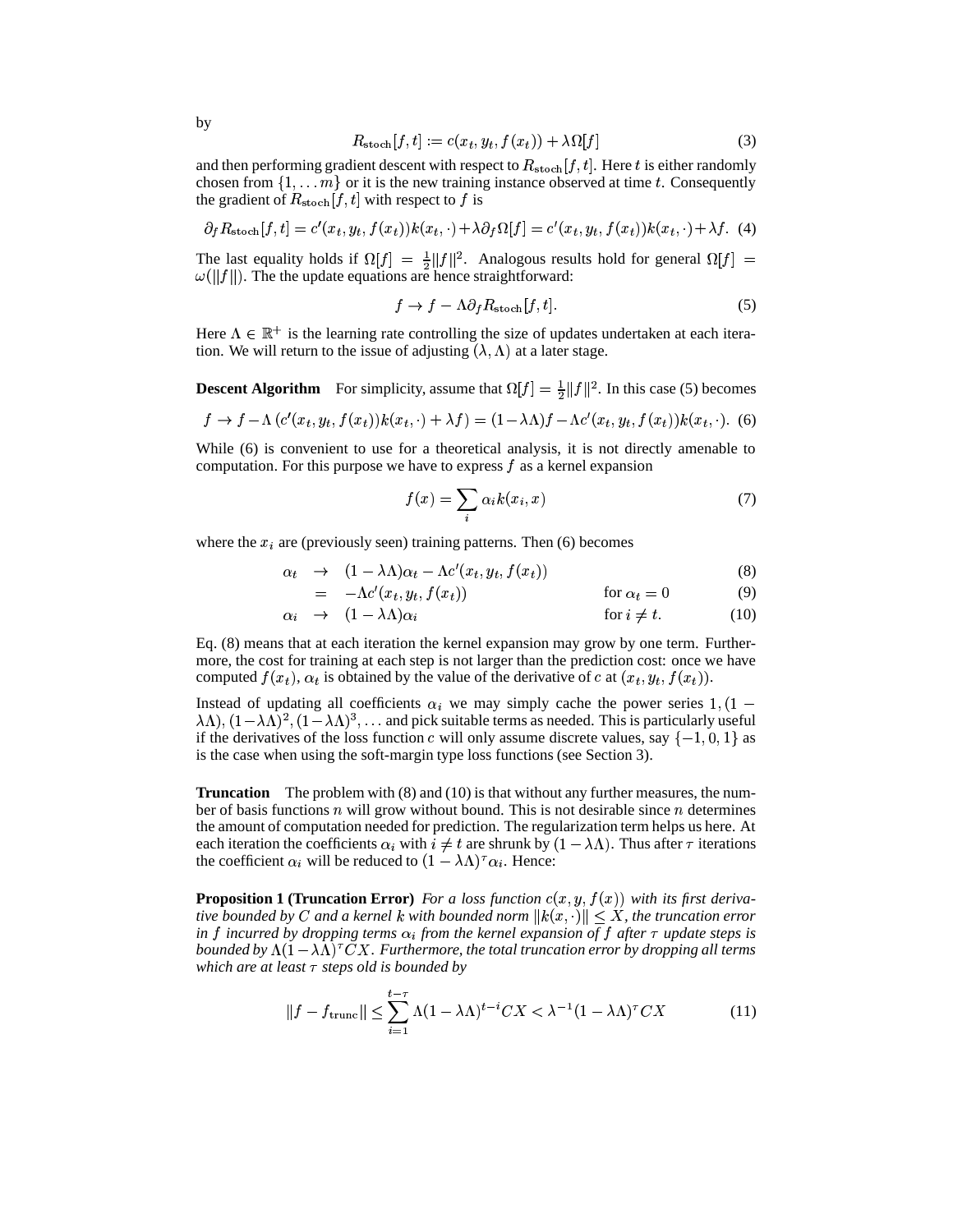by

$$R_{\text{stoch}}[f,t] := c(x_t, y_t, f(x_t)) + \lambda\Omega[f] \tag{3}$$

and then performing gradient descent with respect to $R_{\text{stoch}}[f,t]$. Here $t$ is either randomly chosen from $\{1, \ldots m\}$ or it is the new training instance observed at time $t$. Consequently the gradient of $R_{\text{stoch}}[f,t]$ with respect to $f$ is

$$\partial_f R_{\text{stoch}}[f,t] = c'(x_t, y_t, f(x_t))k(x_t, \cdot) + \lambda\partial_f\Omega[f] = c'(x_t, y_t, f(x_t))k(x_t, \cdot) + \lambda f. \tag{4}$$

The last equality holds if $\Omega[f] = \frac{1}{2}\|f\|^2$. Analogous results hold for general $\Omega[f] = \omega(\|f\|)$. The the update equations are hence straightforward:

$$f \to f - \Lambda\partial_f R_{\text{stoch}}[f,t]. \tag{5}$$

Here $\Lambda \in \mathbb{R}^+$ is the learning rate controlling the size of updates undertaken at each iteration. We will return to the issue of adjusting $(\lambda, \Lambda)$ at a later stage.

**Descent Algorithm** For simplicity, assume that $\Omega[f] = \frac{1}{2}\|f\|^2$. In this case (5) becomes

$$f \to f - \Lambda\left(c'(x_t, y_t, f(x_t))k(x_t, \cdot) + \lambda f\right) = (1 - \lambda\Lambda)f - \Lambda c'(x_t, y_t, f(x_t))k(x_t, \cdot). \tag{6}$$

While (6) is convenient to use for a theoretical analysis, it is not directly amenable to computation. For this purpose we have to express $f$ as a kernel expansion

$$f(x) = \sum_i \alpha_i k(x_i, x) \tag{7}$$

where the $x_i$ are (previously seen) training patterns. Then (6) becomes

$$\alpha_t \;\to\; (1 - \lambda\Lambda)\alpha_t - \Lambda c'(x_t, y_t, f(x_t)) \tag{8}$$

$$\;=\; -\Lambda c'(x_t, y_t, f(x_t)) \qquad \text{for } \alpha_t = 0 \tag{9}$$

$$\alpha_i \;\to\; (1 - \lambda\Lambda)\alpha_i \qquad \text{for } i \neq t. \tag{10}$$

Eq. (8) means that at each iteration the kernel expansion may grow by one term. Furthermore, the cost for training at each step is not larger than the prediction cost: once we have computed $f(x_t)$, $\alpha_t$ is obtained by the value of the derivative of $c$ at $(x_t, y_t, f(x_t))$.

Instead of updating all coefficients $\alpha_i$ we may simply cache the power series $1, (1 - \lambda\Lambda), (1-\lambda\Lambda)^2, (1-\lambda\Lambda)^3, \ldots$ and pick suitable terms as needed. This is particularly useful if the derivatives of the loss function $c$ will only assume discrete values, say $\{-1, 0, 1\}$ as is the case when using the soft-margin type loss functions (see Section 3).

**Truncation** The problem with (8) and (10) is that without any further measures, the number of basis functions $n$ will grow without bound. This is not desirable since $n$ determines the amount of computation needed for prediction. The regularization term helps us here. At each iteration the coefficients $\alpha_i$ with $i \neq t$ are shrunk by $(1 - \lambda\Lambda)$. Thus after $\tau$ iterations the coefficient $\alpha_i$ will be reduced to $(1 - \lambda\Lambda)^\tau \alpha_i$. Hence:

**Proposition 1 (Truncation Error)** *For a loss function $c(x, y, f(x))$ with its first derivative bounded by $C$ and a kernel $k$ with bounded norm $\|k(x, \cdot)\| \leq X$, the truncation error in $f$ incurred by dropping terms $\alpha_i$ from the kernel expansion of $f$ after $\tau$ update steps is bounded by $\Lambda(1 - \lambda\Lambda)^\tau CX$. Furthermore, the total truncation error by dropping all terms which are at least $\tau$ steps old is bounded by*

$$\|f - f_{\text{trunc}}\| \leq \sum_{i=1}^{t-\tau} \Lambda(1 - \lambda\Lambda)^{t-i}CX < \lambda^{-1}(1 - \lambda\Lambda)^\tau CX \tag{11}$$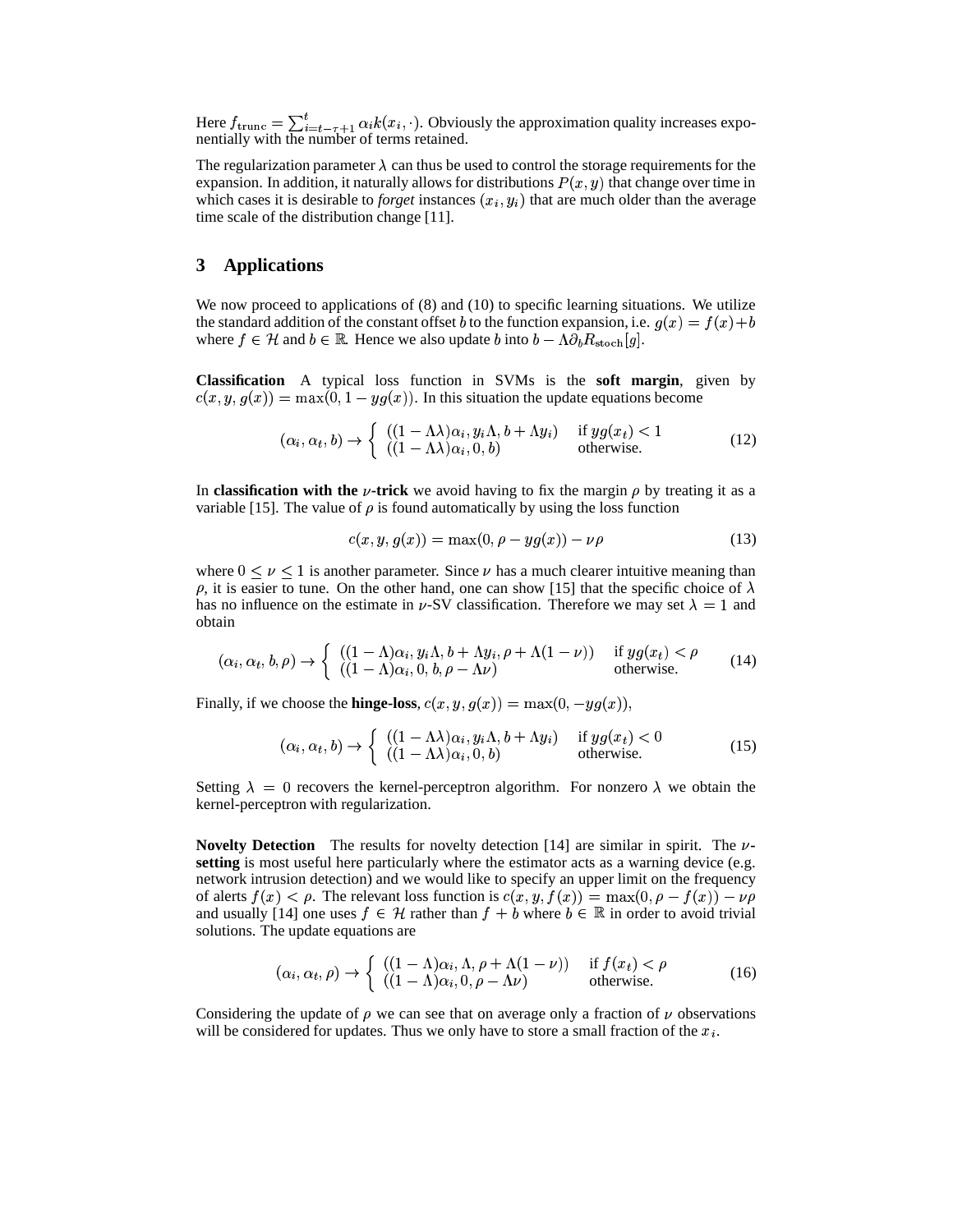Here $f_{\text{trunc}} = \sum_{i=t-\tau+1}^{t} \alpha_i k(x_i, \cdot)$. Obviously the approximation quality increases exponentially with the number of terms retained.

The regularization parameter $\lambda$ can thus be used to control the storage requirements for the expansion. In addition, it naturally allows for distributions $P(x, y)$ that change over time in which cases it is desirable to *forget* instances $(x_i, y_i)$ that are much older than the average time scale of the distribution change [11].

## 3 Applications

We now proceed to applications of (8) and (10) to specific learning situations. We utilize the standard addition of the constant offset $b$ to the function expansion, i.e. $g(x) = f(x) + b$ where $f \in \mathcal{H}$ and $b \in \mathbb{R}$. Hence we also update $b$ into $b - \Lambda \partial_b R_{\text{stoch}}[g]$.

**Classification** A typical loss function in SVMs is the **soft margin**, given by $c(x, y, g(x)) = \max(0, 1 - yg(x))$. In this situation the update equations become

$$(\alpha_i, \alpha_t, b) \rightarrow \begin{cases} ((1 - \Lambda\lambda)\alpha_i, y_i\Lambda, b + \Lambda y_i) & \text{if } yg(x_t) < 1 \\ ((1 - \Lambda\lambda)\alpha_i, 0, b) & \text{otherwise.} \end{cases} \tag{12}$$

In **classification with the $\nu$-trick** we avoid having to fix the margin $\rho$ by treating it as a variable [15]. The value of $\rho$ is found automatically by using the loss function

$$c(x, y, g(x)) = \max(0, \rho - yg(x)) - \nu\rho \tag{13}$$

where $0 \leq \nu \leq 1$ is another parameter. Since $\nu$ has a much clearer intuitive meaning than $\rho$, it is easier to tune. On the other hand, one can show [15] that the specific choice of $\lambda$ has no influence on the estimate in $\nu$-SV classification. Therefore we may set $\lambda = 1$ and obtain

$$(\alpha_i, \alpha_t, b, \rho) \rightarrow \begin{cases} ((1 - \Lambda)\alpha_i, y_i\Lambda, b + \Lambda y_i, \rho + \Lambda(1 - \nu)) & \text{if } yg(x_t) < \rho \\ ((1 - \Lambda)\alpha_i, 0, b, \rho - \Lambda\nu) & \text{otherwise.} \end{cases} \tag{14}$$

Finally, if we choose the **hinge-loss**, $c(x, y, g(x)) = \max(0, -yg(x))$,

$$(\alpha_i, \alpha_t, b) \rightarrow \begin{cases} ((1 - \Lambda\lambda)\alpha_i, y_i\Lambda, b + \Lambda y_i) & \text{if } yg(x_t) < 0 \\ ((1 - \Lambda\lambda)\alpha_i, 0, b) & \text{otherwise.} \end{cases} \tag{15}$$

Setting $\lambda = 0$ recovers the kernel-perceptron algorithm. For nonzero $\lambda$ we obtain the kernel-perceptron with regularization.

**Novelty Detection** The results for novelty detection [14] are similar in spirit. The **$\nu$-setting** is most useful here particularly where the estimator acts as a warning device (e.g. network intrusion detection) and we would like to specify an upper limit on the frequency of alerts $f(x) < \rho$. The relevant loss function is $c(x, y, f(x)) = \max(0, \rho - f(x)) - \nu\rho$ and usually [14] one uses $f \in \mathcal{H}$ rather than $f + b$ where $b \in \mathbb{R}$ in order to avoid trivial solutions. The update equations are

$$(\alpha_i, \alpha_t, \rho) \rightarrow \begin{cases} ((1 - \Lambda)\alpha_i, \Lambda, \rho + \Lambda(1 - \nu)) & \text{if } f(x_t) < \rho \\ ((1 - \Lambda)\alpha_i, 0, \rho - \Lambda\nu) & \text{otherwise.} \end{cases} \tag{16}$$

Considering the update of $\rho$ we can see that on average only a fraction of $\nu$ observations will be considered for updates. Thus we only have to store a small fraction of the $x_i$.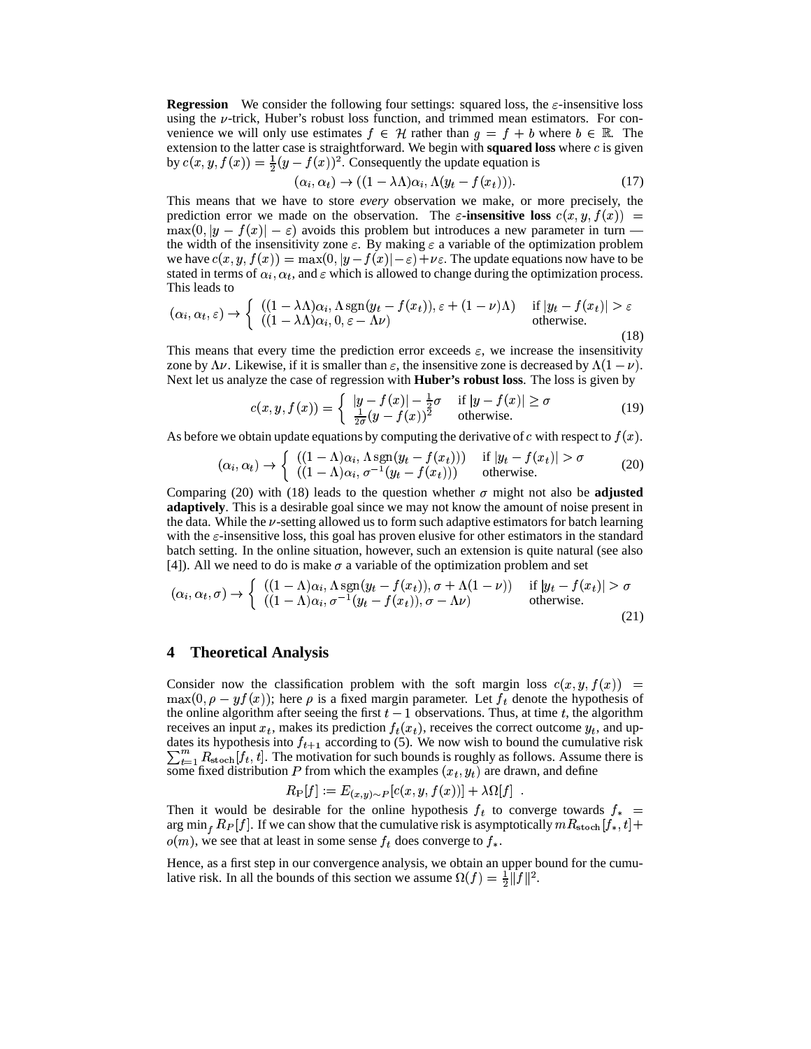**Regression** We consider the following four settings: squared loss, the $\varepsilon$-insensitive loss using the $\nu$-trick, Huber's robust loss function, and trimmed mean estimators. For convenience we will only use estimates $f \in \mathcal{H}$ rather than $g = f + b$ where $b \in \mathbb{R}$. The extension to the latter case is straightforward. We begin with **squared loss** where $c$ is given by $c(x, y, f(x)) = \frac{1}{2}(y - f(x))^2$. Consequently the update equation is

$$(\alpha_i, \alpha_t) \to ((1 - \lambda\Lambda)\alpha_i, \Lambda(y_t - f(x_t))). \tag{17}$$

This means that we have to store *every* observation we make, or more precisely, the prediction error we made on the observation. The **$\varepsilon$-insensitive loss** $c(x, y, f(x)) = \max(0, |y - f(x)| - \varepsilon)$ avoids this problem but introduces a new parameter in turn — the width of the insensitivity zone $\varepsilon$. By making $\varepsilon$ a variable of the optimization problem we have $c(x, y, f(x)) = \max(0, |y - f(x)| - \varepsilon) + \nu\varepsilon$. The update equations now have to be stated in terms of $\alpha_i, \alpha_t$, and $\varepsilon$ which is allowed to change during the optimization process. This leads to

$$(\alpha_i, \alpha_t, \varepsilon) \to \begin{cases} ((1 - \lambda\Lambda)\alpha_i, \Lambda \operatorname{sgn}(y_t - f(x_t)), \varepsilon + (1 - \nu)\Lambda) & \text{if } |y_t - f(x_t)| > \varepsilon \\ ((1 - \lambda\Lambda)\alpha_i, 0, \varepsilon - \Lambda\nu) & \text{otherwise.} \end{cases} \tag{18}$$

This means that every time the prediction error exceeds $\varepsilon$, we increase the insensitivity zone by $\Lambda\nu$. Likewise, if it is smaller than $\varepsilon$, the insensitive zone is decreased by $\Lambda(1 - \nu)$. Next let us analyze the case of regression with **Huber's robust loss**. The loss is given by

$$c(x, y, f(x)) = \begin{cases} |y - f(x)| - \frac{1}{2}\sigma & \text{if } |y - f(x)| \geq \sigma \\ \frac{1}{2\sigma}(y - f(x))^2 & \text{otherwise.} \end{cases} \tag{19}$$

As before we obtain update equations by computing the derivative of $c$ with respect to $f(x)$.

$$(\alpha_i, \alpha_t) \to \begin{cases} ((1 - \Lambda)\alpha_i, \Lambda \operatorname{sgn}(y_t - f(x_t))) & \text{if } |y_t - f(x_t)| > \sigma \\ ((1 - \Lambda)\alpha_i, \sigma^{-1}(y_t - f(x_t))) & \text{otherwise.} \end{cases} \tag{20}$$

Comparing (20) with (18) leads to the question whether $\sigma$ might not also be **adjusted adaptively**. This is a desirable goal since we may not know the amount of noise present in the data. While the $\nu$-setting allowed us to form such adaptive estimators for batch learning with the $\varepsilon$-insensitive loss, this goal has proven elusive for other estimators in the standard batch setting. In the online situation, however, such an extension is quite natural (see also [4]). All we need to do is make $\sigma$ a variable of the optimization problem and set

$$(\alpha_i, \alpha_t, \sigma) \to \begin{cases} ((1 - \Lambda)\alpha_i, \Lambda \operatorname{sgn}(y_t - f(x_t)), \sigma + \Lambda(1 - \nu)) & \text{if } |y_t - f(x_t)| > \sigma \\ ((1 - \Lambda)\alpha_i, \sigma^{-1}(y_t - f(x_t)), \sigma - \Lambda\nu) & \text{otherwise.} \end{cases} \tag{21}$$

## 4 Theoretical Analysis

Consider now the classification problem with the soft margin loss $c(x, y, f(x)) = \max(0, \rho - yf(x))$; here $\rho$ is a fixed margin parameter. Let $f_t$ denote the hypothesis of the online algorithm after seeing the first $t - 1$ observations. Thus, at time $t$, the algorithm receives an input $x_t$, makes its prediction $f_t(x_t)$, receives the correct outcome $y_t$, and updates its hypothesis into $f_{t+1}$ according to (5). We now wish to bound the cumulative risk $\sum_{t=1}^{m} R_{\text{stoch}}[f_t, t]$. The motivation for such bounds is roughly as follows. Assume there is some fixed distribution $P$ from which the examples $(x_t, y_t)$ are drawn, and define

$$R_{\text{P}}[f] := E_{(x,y)\sim P}[c(x, y, f(x))] + \lambda\Omega[f] \ .$$

Then it would be desirable for the online hypothesis $f_t$ to converge towards $f_* = \arg\min_f R_P[f]$. If we can show that the cumulative risk is asymptotically $mR_{\text{stoch}}[f_*, t] + o(m)$, we see that at least in some sense $f_t$ does converge to $f_*$.

Hence, as a first step in our convergence analysis, we obtain an upper bound for the cumulative risk. In all the bounds of this section we assume $\Omega(f) = \frac{1}{2}\|f\|^2$.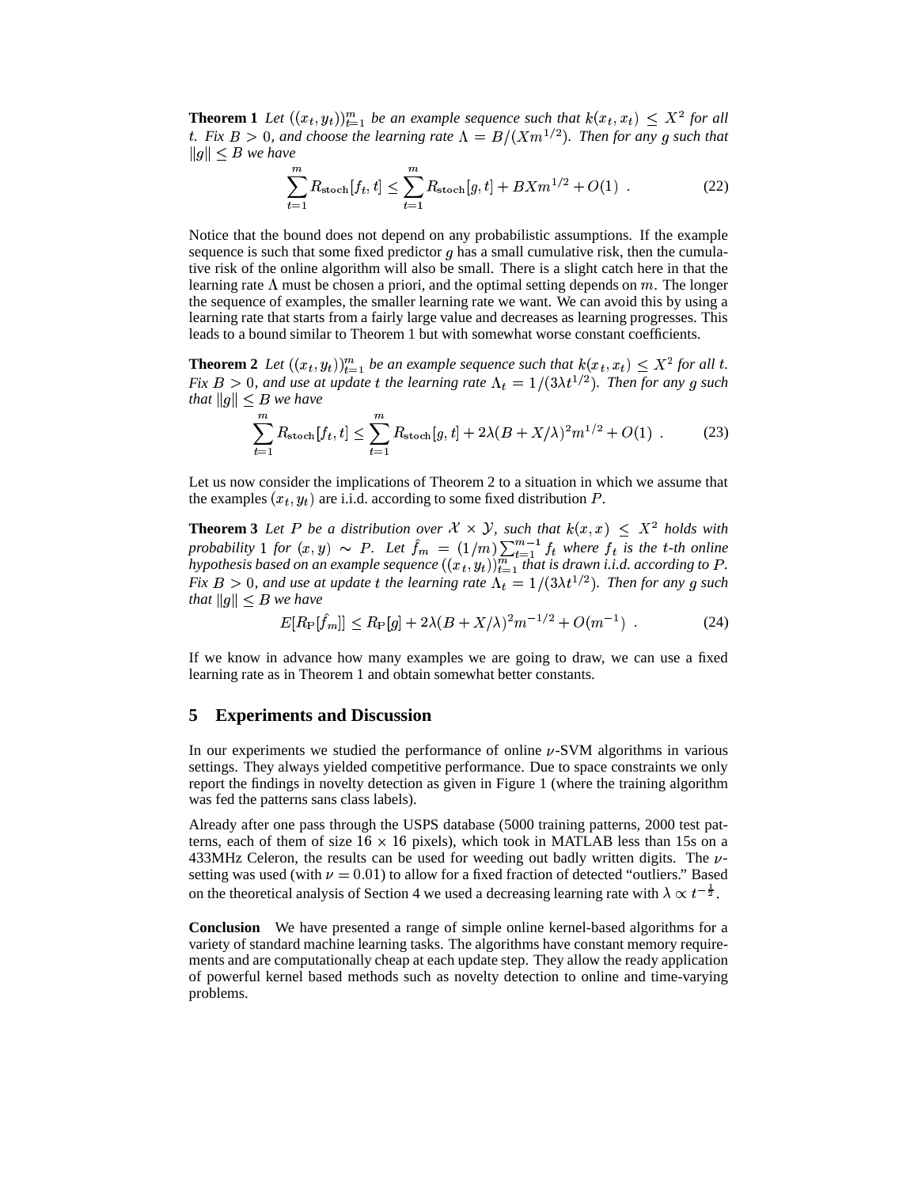**Theorem 1** *Let $((x_t, y_t))_{t=1}^m$ be an example sequence such that $k(x_t, x_t) \leq X^2$ for all $t$. Fix $B > 0$, and choose the learning rate $\Lambda = B/(Xm^{1/2})$. Then for any $g$ such that $\|g\| \leq B$ we have*

$$\sum_{t=1}^{m} R_{\text{stoch}}[f_t, t] \leq \sum_{t=1}^{m} R_{\text{stoch}}[g, t] + BXm^{1/2} + O(1) \ . \tag{22}$$

Notice that the bound does not depend on any probabilistic assumptions. If the example sequence is such that some fixed predictor $g$ has a small cumulative risk, then the cumulative risk of the online algorithm will also be small. There is a slight catch here in that the learning rate $\Lambda$ must be chosen a priori, and the optimal setting depends on $m$. The longer the sequence of examples, the smaller learning rate we want. We can avoid this by using a learning rate that starts from a fairly large value and decreases as learning progresses. This leads to a bound similar to Theorem 1 but with somewhat worse constant coefficients.

**Theorem 2** *Let $((x_t, y_t))_{t=1}^m$ be an example sequence such that $k(x_t, x_t) \leq X^2$ for all $t$. Fix $B > 0$, and use at update $t$ the learning rate $\Lambda_t = 1/(3\lambda t^{1/2})$. Then for any $g$ such that $\|g\| \leq B$ we have*

$$\sum_{t=1}^{m} R_{\text{stoch}}[f_t, t] \leq \sum_{t=1}^{m} R_{\text{stoch}}[g, t] + 2\lambda(B + X/\lambda)^2 m^{1/2} + O(1) \ . \tag{23}$$

Let us now consider the implications of Theorem 2 to a situation in which we assume that the examples $(x_t, y_t)$ are i.i.d. according to some fixed distribution $P$.

**Theorem 3** *Let $P$ be a distribution over $\mathcal{X} \times \mathcal{Y}$, such that $k(x, x) \leq X^2$ holds with probability 1 for $(x, y) \sim P$. Let $\hat{f}_m = (1/m)\sum_{t=1}^{m-1} f_t$ where $f_t$ is the $t$-th online hypothesis based on an example sequence $((x_t, y_t))_{t=1}^m$ that is drawn i.i.d. according to $P$. Fix $B > 0$, and use at update $t$ the learning rate $\Lambda_t = 1/(3\lambda t^{1/2})$. Then for any $g$ such that $\|g\| \leq B$ we have*

$$E[R_{\text{P}}[\hat{f}_m]] \leq R_{\text{P}}[g] + 2\lambda(B + X/\lambda)^2 m^{-1/2} + O(m^{-1}) \ . \tag{24}$$

If we know in advance how many examples we are going to draw, we can use a fixed learning rate as in Theorem 1 and obtain somewhat better constants.

## 5 Experiments and Discussion

In our experiments we studied the performance of online $\nu$-SVM algorithms in various settings. They always yielded competitive performance. Due to space constraints we only report the findings in novelty detection as given in Figure 1 (where the training algorithm was fed the patterns sans class labels).

Already after one pass through the USPS database (5000 training patterns, 2000 test patterns, each of them of size $16 \times 16$ pixels), which took in MATLAB less than 15s on a 433MHz Celeron, the results can be used for weeding out badly written digits. The $\nu$-setting was used (with $\nu = 0.01$) to allow for a fixed fraction of detected "outliers." Based on the theoretical analysis of Section 4 we used a decreasing learning rate with $\lambda \propto t^{-\frac{1}{2}}$.

**Conclusion** We have presented a range of simple online kernel-based algorithms for a variety of standard machine learning tasks. The algorithms have constant memory requirements and are computationally cheap at each update step. They allow the ready application of powerful kernel based methods such as novelty detection to online and time-varying problems.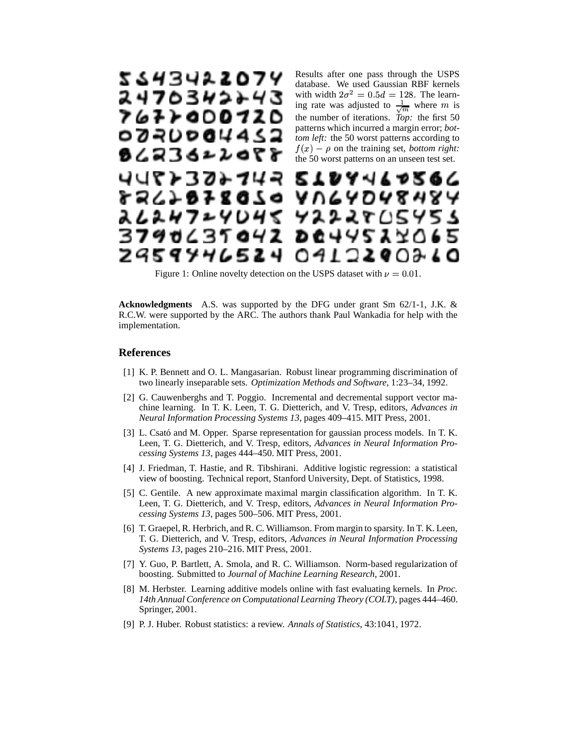Results after one pass through the USPS database. We used Gaussian RBF kernels with width $2\sigma^2 = 0.5d = 128$. The learning rate was adjusted to $\frac{1}{\sqrt{m}}$ where $m$ is the number of iterations. *Top:* the first 50 patterns which incurred a margin error; *bottom left:* the 50 worst patterns according to $f(x) - \rho$ on the training set, *bottom right:* the 50 worst patterns on an unseen test set.

Figure 1: Online novelty detection on the USPS dataset with $\nu = 0.01$.

**Acknowledgments** A.S. was supported by the DFG under grant Sm 62/1-1, J.K. & R.C.W. were supported by the ARC. The authors thank Paul Wankadia for help with the implementation.

## References

[1] K. P. Bennett and O. L. Mangasarian. Robust linear programming discrimination of two linearly inseparable sets. *Optimization Methods and Software*, 1:23–34, 1992.

[2] G. Cauwenberghs and T. Poggio. Incremental and decremental support vector machine learning. In T. K. Leen, T. G. Dietterich, and V. Tresp, editors, *Advances in Neural Information Processing Systems 13*, pages 409–415. MIT Press, 2001.

[3] L. Csató and M. Opper. Sparse representation for gaussian process models. In T. K. Leen, T. G. Dietterich, and V. Tresp, editors, *Advances in Neural Information Processing Systems 13*, pages 444–450. MIT Press, 2001.

[4] J. Friedman, T. Hastie, and R. Tibshirani. Additive logistic regression: a statistical view of boosting. Technical report, Stanford University, Dept. of Statistics, 1998.

[5] C. Gentile. A new approximate maximal margin classification algorithm. In T. K. Leen, T. G. Dietterich, and V. Tresp, editors, *Advances in Neural Information Processing Systems 13*, pages 500–506. MIT Press, 2001.

[6] T. Graepel, R. Herbrich, and R. C. Williamson. From margin to sparsity. In T. K. Leen, T. G. Dietterich, and V. Tresp, editors, *Advances in Neural Information Processing Systems 13*, pages 210–216. MIT Press, 2001.

[7] Y. Guo, P. Bartlett, A. Smola, and R. C. Williamson. Norm-based regularization of boosting. Submitted to *Journal of Machine Learning Research*, 2001.

[8] M. Herbster. Learning additive models online with fast evaluating kernels. In *Proc. 14th Annual Conference on Computational Learning Theory (COLT)*, pages 444–460. Springer, 2001.

[9] P. J. Huber. Robust statistics: a review. *Annals of Statistics*, 43:1041, 1972.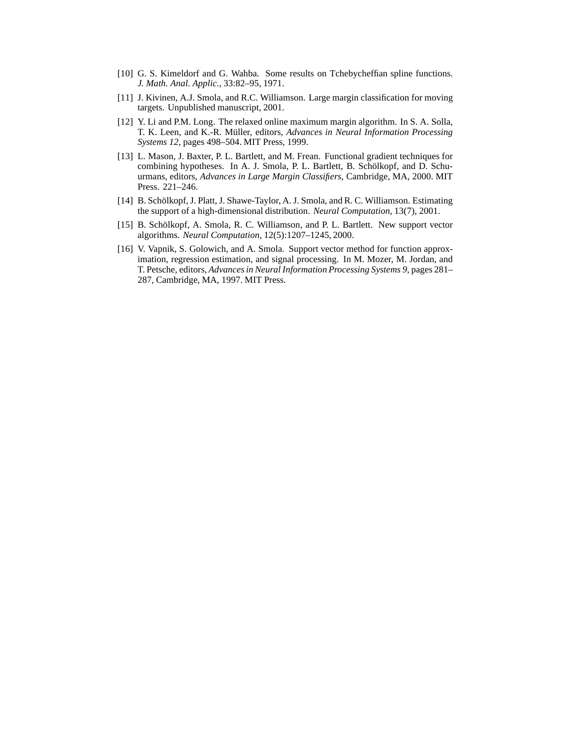[10] G. S. Kimeldorf and G. Wahba. Some results on Tchebycheffian spline functions. *J. Math. Anal. Applic.*, 33:82–95, 1971.

[11] J. Kivinen, A.J. Smola, and R.C. Williamson. Large margin classification for moving targets. Unpublished manuscript, 2001.

[12] Y. Li and P.M. Long. The relaxed online maximum margin algorithm. In S. A. Solla, T. K. Leen, and K.-R. Müller, editors, *Advances in Neural Information Processing Systems 12*, pages 498–504. MIT Press, 1999.

[13] L. Mason, J. Baxter, P. L. Bartlett, and M. Frean. Functional gradient techniques for combining hypotheses. In A. J. Smola, P. L. Bartlett, B. Schölkopf, and D. Schuurmans, editors, *Advances in Large Margin Classifiers*, Cambridge, MA, 2000. MIT Press. 221–246.

[14] B. Schölkopf, J. Platt, J. Shawe-Taylor, A. J. Smola, and R. C. Williamson. Estimating the support of a high-dimensional distribution. *Neural Computation*, 13(7), 2001.

[15] B. Schölkopf, A. Smola, R. C. Williamson, and P. L. Bartlett. New support vector algorithms. *Neural Computation*, 12(5):1207–1245, 2000.

[16] V. Vapnik, S. Golowich, and A. Smola. Support vector method for function approximation, regression estimation, and signal processing. In M. Mozer, M. Jordan, and T. Petsche, editors, *Advances in Neural Information Processing Systems 9*, pages 281–287, Cambridge, MA, 1997. MIT Press.